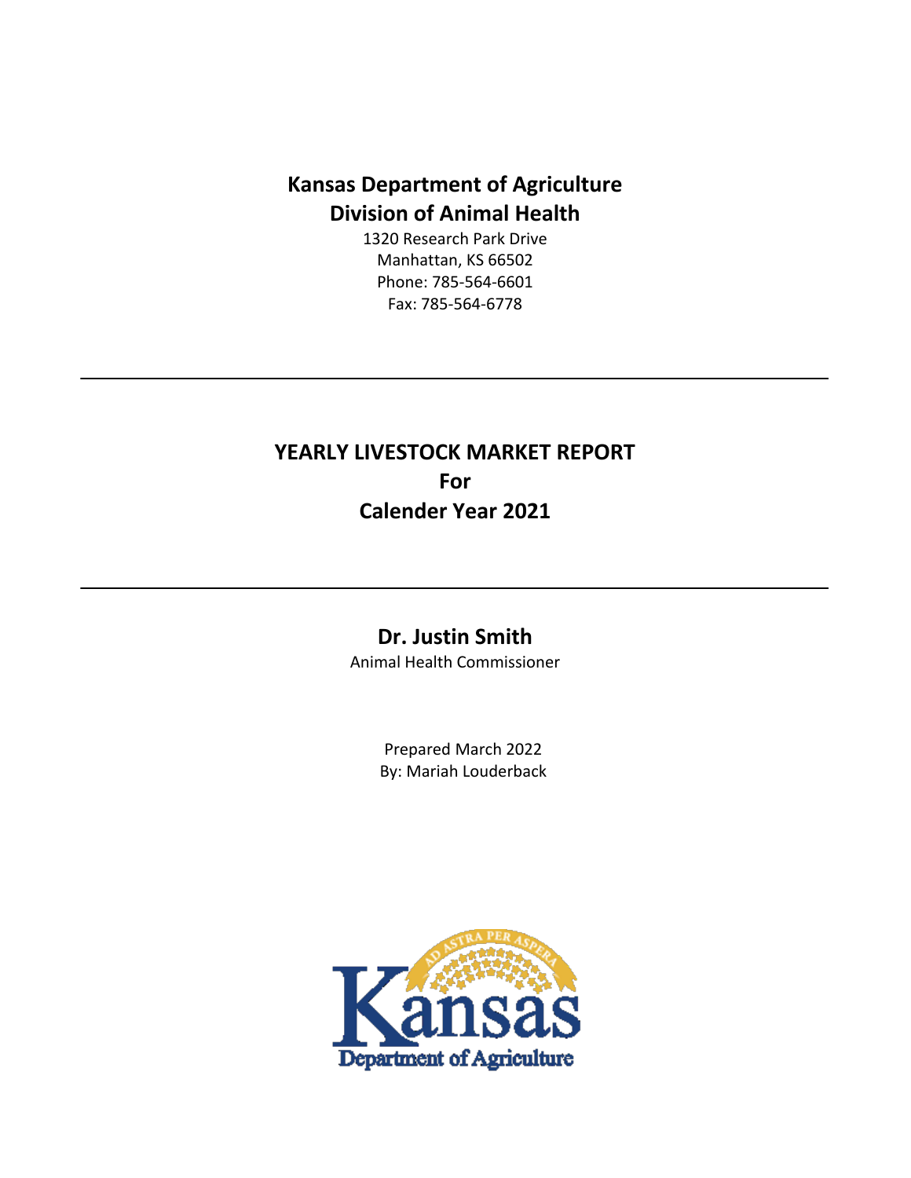# Kansas Department of Agriculture
# Division of Animal Health

1320 Research Park Drive
Manhattan, KS 66502
Phone: 785-564-6601
Fax: 785-564-6778

---

## YEARLY LIVESTOCK MARKET REPORT
## For
## Calender Year 2021

---

**Dr. Justin Smith**
Animal Health Commissioner

Prepared March 2022
By: Mariah Louderback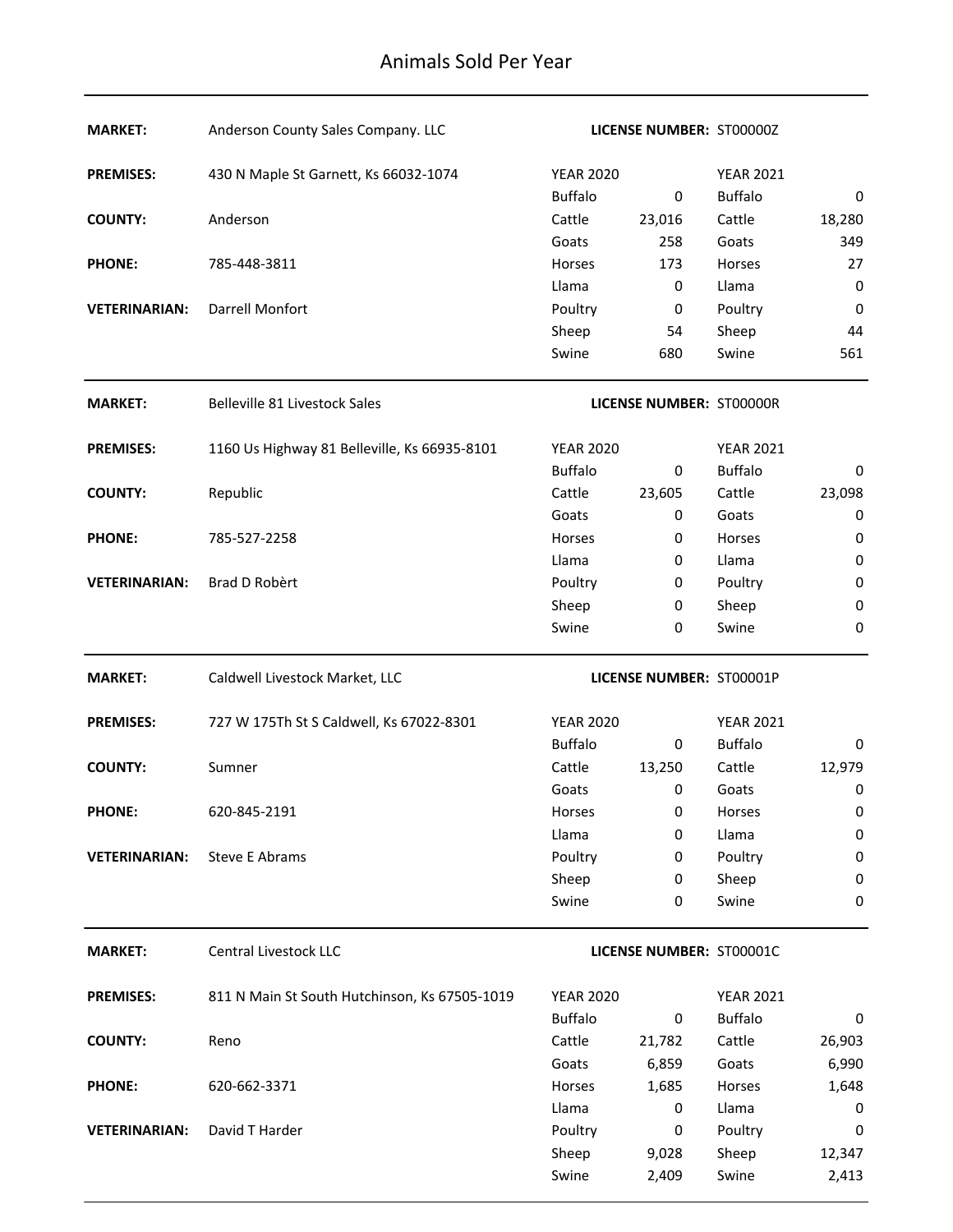# Animals Sold Per Year

| | | | | | |
|---|---|---|---|---|---|
| **MARKET:** | Anderson County Sales Company. LLC | **LICENSE NUMBER:** | ST00000Z | | |
| **PREMISES:** | 430 N Maple St Garnett, Ks 66032-1074 | YEAR 2020 | | YEAR 2021 | |
| | | Buffalo | 0 | Buffalo | 0 |
| **COUNTY:** | Anderson | Cattle | 23,016 | Cattle | 18,280 |
| | | Goats | 258 | Goats | 349 |
| **PHONE:** | 785-448-3811 | Horses | 173 | Horses | 27 |
| | | Llama | 0 | Llama | 0 |
| **VETERINARIAN:** | Darrell Monfort | Poultry | 0 | Poultry | 0 |
| | | Sheep | 54 | Sheep | 44 |
| | | Swine | 680 | Swine | 561 |

| | | | | | |
|---|---|---|---|---|---|
| **MARKET:** | Belleville 81 Livestock Sales | **LICENSE NUMBER:** | ST00000R | | |
| **PREMISES:** | 1160 Us Highway 81 Belleville, Ks 66935-8101 | YEAR 2020 | | YEAR 2021 | |
| | | Buffalo | 0 | Buffalo | 0 |
| **COUNTY:** | Republic | Cattle | 23,605 | Cattle | 23,098 |
| | | Goats | 0 | Goats | 0 |
| **PHONE:** | 785-527-2258 | Horses | 0 | Horses | 0 |
| | | Llama | 0 | Llama | 0 |
| **VETERINARIAN:** | Brad D Robèrt | Poultry | 0 | Poultry | 0 |
| | | Sheep | 0 | Sheep | 0 |
| | | Swine | 0 | Swine | 0 |

| | | | | | |
|---|---|---|---|---|---|
| **MARKET:** | Caldwell Livestock Market, LLC | **LICENSE NUMBER:** | ST00001P | | |
| **PREMISES:** | 727 W 175Th St S Caldwell, Ks 67022-8301 | YEAR 2020 | | YEAR 2021 | |
| | | Buffalo | 0 | Buffalo | 0 |
| **COUNTY:** | Sumner | Cattle | 13,250 | Cattle | 12,979 |
| | | Goats | 0 | Goats | 0 |
| **PHONE:** | 620-845-2191 | Horses | 0 | Horses | 0 |
| | | Llama | 0 | Llama | 0 |
| **VETERINARIAN:** | Steve E Abrams | Poultry | 0 | Poultry | 0 |
| | | Sheep | 0 | Sheep | 0 |
| | | Swine | 0 | Swine | 0 |

| | | | | | |
|---|---|---|---|---|---|
| **MARKET:** | Central Livestock LLC | **LICENSE NUMBER:** | ST00001C | | |
| **PREMISES:** | 811 N Main St South Hutchinson, Ks 67505-1019 | YEAR 2020 | | YEAR 2021 | |
| | | Buffalo | 0 | Buffalo | 0 |
| **COUNTY:** | Reno | Cattle | 21,782 | Cattle | 26,903 |
| | | Goats | 6,859 | Goats | 6,990 |
| **PHONE:** | 620-662-3371 | Horses | 1,685 | Horses | 1,648 |
| | | Llama | 0 | Llama | 0 |
| **VETERINARIAN:** | David T Harder | Poultry | 0 | Poultry | 0 |
| | | Sheep | 9,028 | Sheep | 12,347 |
| | | Swine | 2,409 | Swine | 2,413 |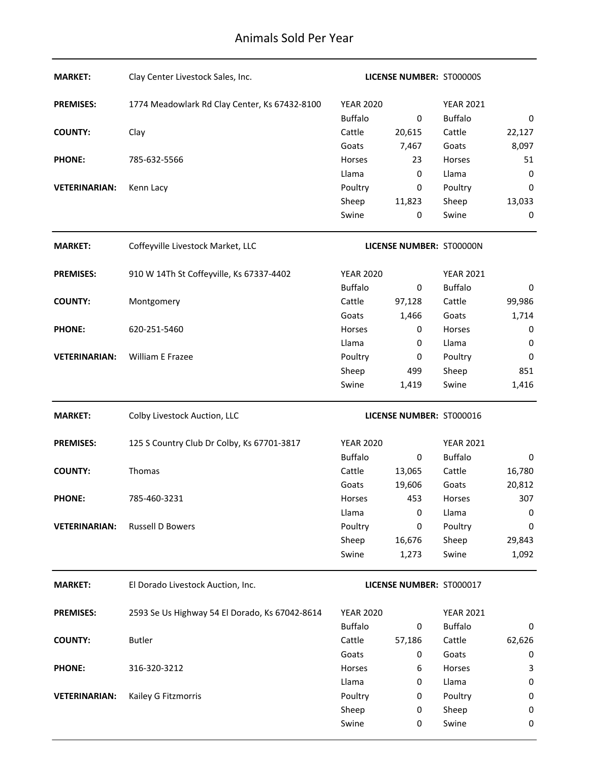# Animals Sold Per Year

**MARKET:** Clay Center Livestock Sales, Inc. **LICENSE NUMBER:** ST00000S

**PREMISES:** 1774 Meadowlark Rd Clay Center, Ks 67432-8100

**COUNTY:** Clay

**PHONE:** 785-632-5566

**VETERINARIAN:** Kenn Lacy

| YEAR 2020 | | YEAR 2021 | |
|---|---|---|---|
| Buffalo | 0 | Buffalo | 0 |
| Cattle | 20,615 | Cattle | 22,127 |
| Goats | 7,467 | Goats | 8,097 |
| Horses | 23 | Horses | 51 |
| Llama | 0 | Llama | 0 |
| Poultry | 0 | Poultry | 0 |
| Sheep | 11,823 | Sheep | 13,033 |
| Swine | 0 | Swine | 0 |

---

**MARKET:** Coffeyville Livestock Market, LLC **LICENSE NUMBER:** ST00000N

**PREMISES:** 910 W 14Th St Coffeyville, Ks 67337-4402

**COUNTY:** Montgomery

**PHONE:** 620-251-5460

**VETERINARIAN:** William E Frazee

| YEAR 2020 | | YEAR 2021 | |
|---|---|---|---|
| Buffalo | 0 | Buffalo | 0 |
| Cattle | 97,128 | Cattle | 99,986 |
| Goats | 1,466 | Goats | 1,714 |
| Horses | 0 | Horses | 0 |
| Llama | 0 | Llama | 0 |
| Poultry | 0 | Poultry | 0 |
| Sheep | 499 | Sheep | 851 |
| Swine | 1,419 | Swine | 1,416 |

---

**MARKET:** Colby Livestock Auction, LLC **LICENSE NUMBER:** ST000016

**PREMISES:** 125 S Country Club Dr Colby, Ks 67701-3817

**COUNTY:** Thomas

**PHONE:** 785-460-3231

**VETERINARIAN:** Russell D Bowers

| YEAR 2020 | | YEAR 2021 | |
|---|---|---|---|
| Buffalo | 0 | Buffalo | 0 |
| Cattle | 13,065 | Cattle | 16,780 |
| Goats | 19,606 | Goats | 20,812 |
| Horses | 453 | Horses | 307 |
| Llama | 0 | Llama | 0 |
| Poultry | 0 | Poultry | 0 |
| Sheep | 16,676 | Sheep | 29,843 |
| Swine | 1,273 | Swine | 1,092 |

---

**MARKET:** El Dorado Livestock Auction, Inc. **LICENSE NUMBER:** ST000017

**PREMISES:** 2593 Se Us Highway 54 El Dorado, Ks 67042-8614

**COUNTY:** Butler

**PHONE:** 316-320-3212

**VETERINARIAN:** Kailey G Fitzmorris

| YEAR 2020 | | YEAR 2021 | |
|---|---|---|---|
| Buffalo | 0 | Buffalo | 0 |
| Cattle | 57,186 | Cattle | 62,626 |
| Goats | 0 | Goats | 0 |
| Horses | 6 | Horses | 3 |
| Llama | 0 | Llama | 0 |
| Poultry | 0 | Poultry | 0 |
| Sheep | 0 | Sheep | 0 |
| Swine | 0 | Swine | 0 |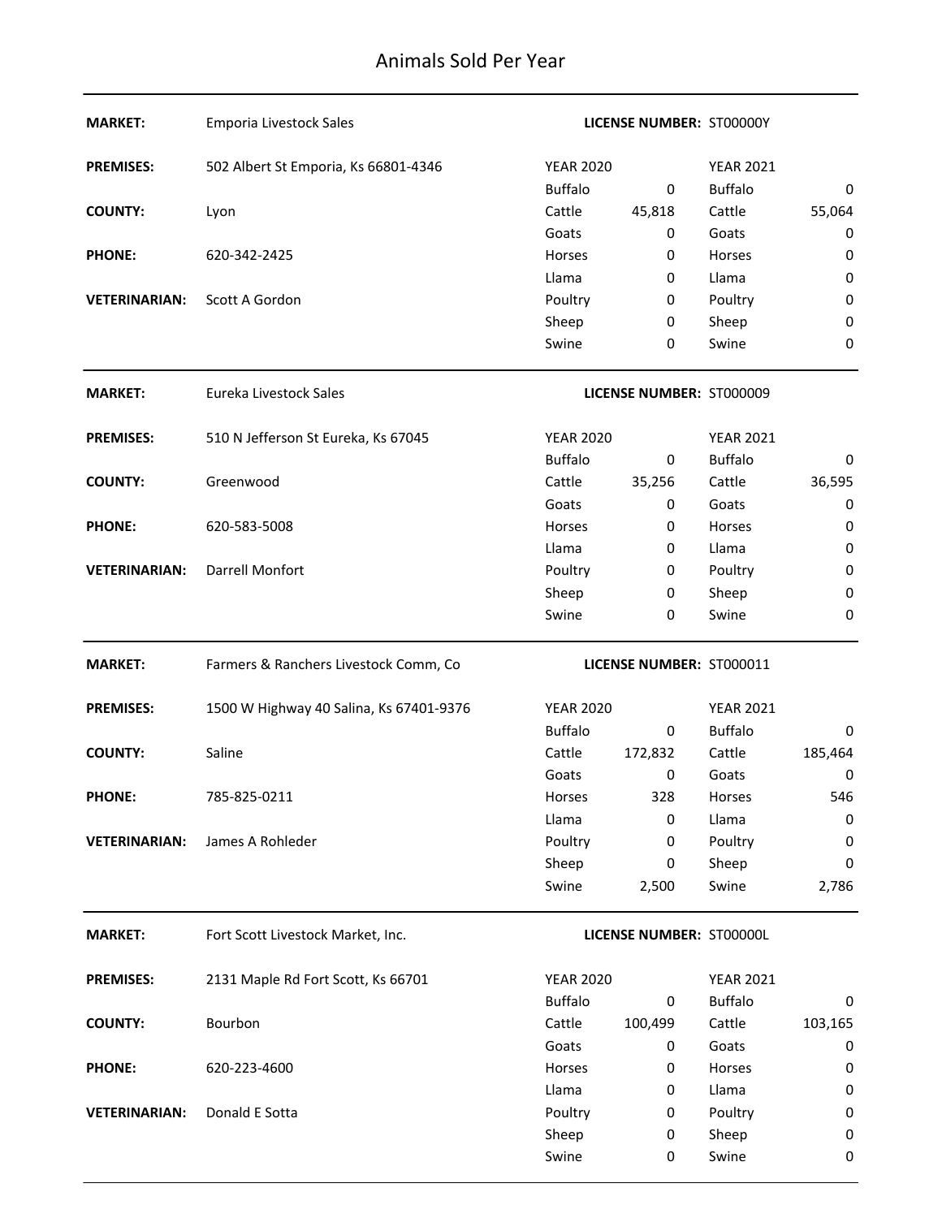# Animals Sold Per Year

**MARKET:** Emporia Livestock Sales **LICENSE NUMBER:** ST00000Y

**PREMISES:** 502 Albert St Emporia, Ks 66801-4346

**COUNTY:** Lyon

**PHONE:** 620-342-2425

**VETERINARIAN:** Scott A Gordon

| YEAR 2020 | | YEAR 2021 | |
|---|---|---|---|
| Buffalo | 0 | Buffalo | 0 |
| Cattle | 45,818 | Cattle | 55,064 |
| Goats | 0 | Goats | 0 |
| Horses | 0 | Horses | 0 |
| Llama | 0 | Llama | 0 |
| Poultry | 0 | Poultry | 0 |
| Sheep | 0 | Sheep | 0 |
| Swine | 0 | Swine | 0 |

---

**MARKET:** Eureka Livestock Sales **LICENSE NUMBER:** ST000009

**PREMISES:** 510 N Jefferson St Eureka, Ks 67045

**COUNTY:** Greenwood

**PHONE:** 620-583-5008

**VETERINARIAN:** Darrell Monfort

| YEAR 2020 | | YEAR 2021 | |
|---|---|---|---|
| Buffalo | 0 | Buffalo | 0 |
| Cattle | 35,256 | Cattle | 36,595 |
| Goats | 0 | Goats | 0 |
| Horses | 0 | Horses | 0 |
| Llama | 0 | Llama | 0 |
| Poultry | 0 | Poultry | 0 |
| Sheep | 0 | Sheep | 0 |
| Swine | 0 | Swine | 0 |

---

**MARKET:** Farmers & Ranchers Livestock Comm, Co **LICENSE NUMBER:** ST000011

**PREMISES:** 1500 W Highway 40 Salina, Ks 67401-9376

**COUNTY:** Saline

**PHONE:** 785-825-0211

**VETERINARIAN:** James A Rohleder

| YEAR 2020 | | YEAR 2021 | |
|---|---|---|---|
| Buffalo | 0 | Buffalo | 0 |
| Cattle | 172,832 | Cattle | 185,464 |
| Goats | 0 | Goats | 0 |
| Horses | 328 | Horses | 546 |
| Llama | 0 | Llama | 0 |
| Poultry | 0 | Poultry | 0 |
| Sheep | 0 | Sheep | 0 |
| Swine | 2,500 | Swine | 2,786 |

---

**MARKET:** Fort Scott Livestock Market, Inc. **LICENSE NUMBER:** ST00000L

**PREMISES:** 2131 Maple Rd Fort Scott, Ks 66701

**COUNTY:** Bourbon

**PHONE:** 620-223-4600

**VETERINARIAN:** Donald E Sotta

| YEAR 2020 | | YEAR 2021 | |
|---|---|---|---|
| Buffalo | 0 | Buffalo | 0 |
| Cattle | 100,499 | Cattle | 103,165 |
| Goats | 0 | Goats | 0 |
| Horses | 0 | Horses | 0 |
| Llama | 0 | Llama | 0 |
| Poultry | 0 | Poultry | 0 |
| Sheep | 0 | Sheep | 0 |
| Swine | 0 | Swine | 0 |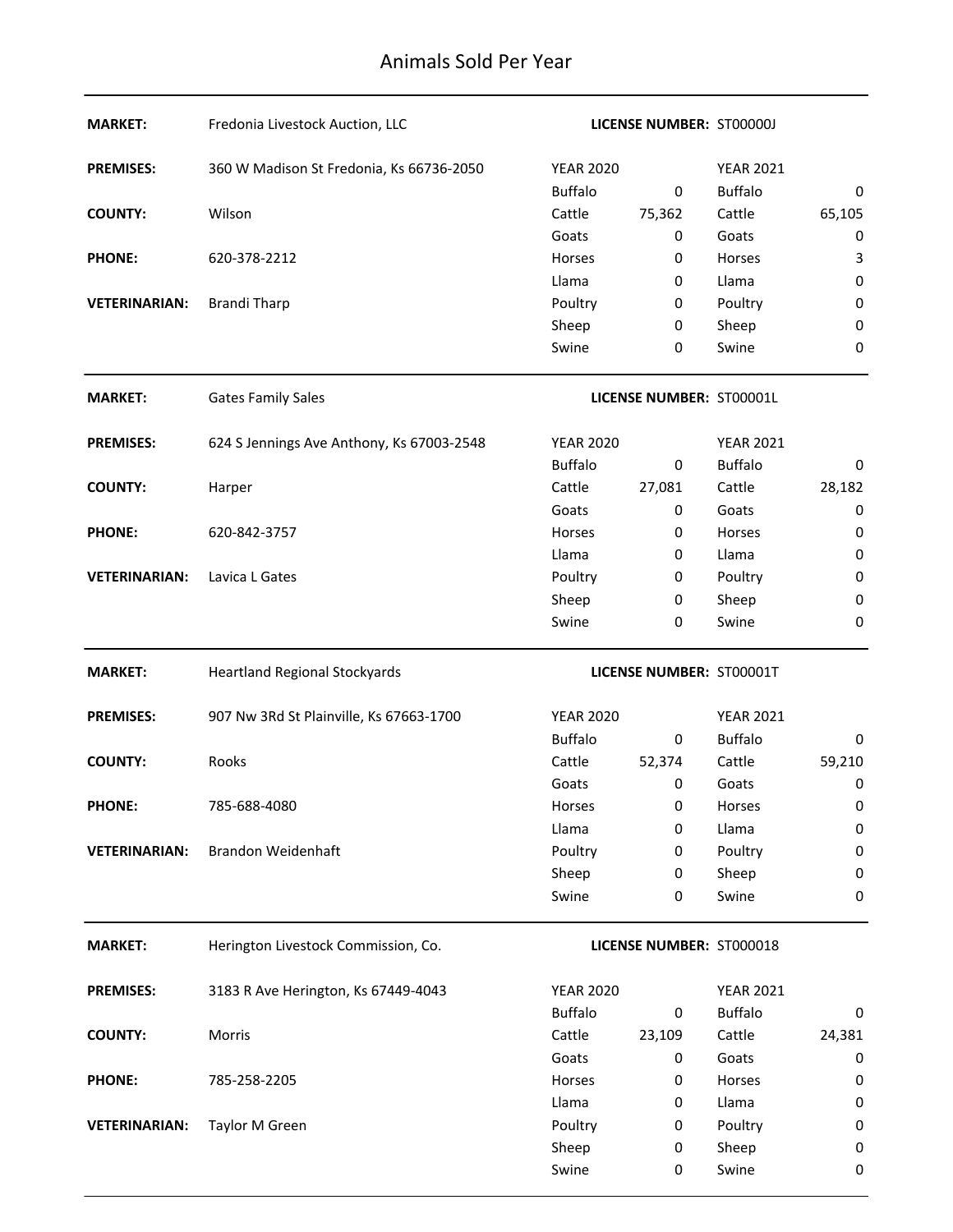# Animals Sold Per Year

**MARKET:** Fredonia Livestock Auction, LLC | **LICENSE NUMBER:** ST00000J

**PREMISES:** 360 W Madison St Fredonia, Ks 66736-2050

**COUNTY:** Wilson

**PHONE:** 620-378-2212

**VETERINARIAN:** Brandi Tharp

| YEAR 2020 | | YEAR 2021 | |
|---|---|---|---|
| Buffalo | 0 | Buffalo | 0 |
| Cattle | 75,362 | Cattle | 65,105 |
| Goats | 0 | Goats | 0 |
| Horses | 0 | Horses | 3 |
| Llama | 0 | Llama | 0 |
| Poultry | 0 | Poultry | 0 |
| Sheep | 0 | Sheep | 0 |
| Swine | 0 | Swine | 0 |

---

**MARKET:** Gates Family Sales | **LICENSE NUMBER:** ST00001L

**PREMISES:** 624 S Jennings Ave Anthony, Ks 67003-2548

**COUNTY:** Harper

**PHONE:** 620-842-3757

**VETERINARIAN:** Lavica L Gates

| YEAR 2020 | | YEAR 2021 | |
|---|---|---|---|
| Buffalo | 0 | Buffalo | 0 |
| Cattle | 27,081 | Cattle | 28,182 |
| Goats | 0 | Goats | 0 |
| Horses | 0 | Horses | 0 |
| Llama | 0 | Llama | 0 |
| Poultry | 0 | Poultry | 0 |
| Sheep | 0 | Sheep | 0 |
| Swine | 0 | Swine | 0 |

---

**MARKET:** Heartland Regional Stockyards | **LICENSE NUMBER:** ST00001T

**PREMISES:** 907 Nw 3Rd St Plainville, Ks 67663-1700

**COUNTY:** Rooks

**PHONE:** 785-688-4080

**VETERINARIAN:** Brandon Weidenhaft

| YEAR 2020 | | YEAR 2021 | |
|---|---|---|---|
| Buffalo | 0 | Buffalo | 0 |
| Cattle | 52,374 | Cattle | 59,210 |
| Goats | 0 | Goats | 0 |
| Horses | 0 | Horses | 0 |
| Llama | 0 | Llama | 0 |
| Poultry | 0 | Poultry | 0 |
| Sheep | 0 | Sheep | 0 |
| Swine | 0 | Swine | 0 |

---

**MARKET:** Herington Livestock Commission, Co. | **LICENSE NUMBER:** ST000018

**PREMISES:** 3183 R Ave Herington, Ks 67449-4043

**COUNTY:** Morris

**PHONE:** 785-258-2205

**VETERINARIAN:** Taylor M Green

| YEAR 2020 | | YEAR 2021 | |
|---|---|---|---|
| Buffalo | 0 | Buffalo | 0 |
| Cattle | 23,109 | Cattle | 24,381 |
| Goats | 0 | Goats | 0 |
| Horses | 0 | Horses | 0 |
| Llama | 0 | Llama | 0 |
| Poultry | 0 | Poultry | 0 |
| Sheep | 0 | Sheep | 0 |
| Swine | 0 | Swine | 0 |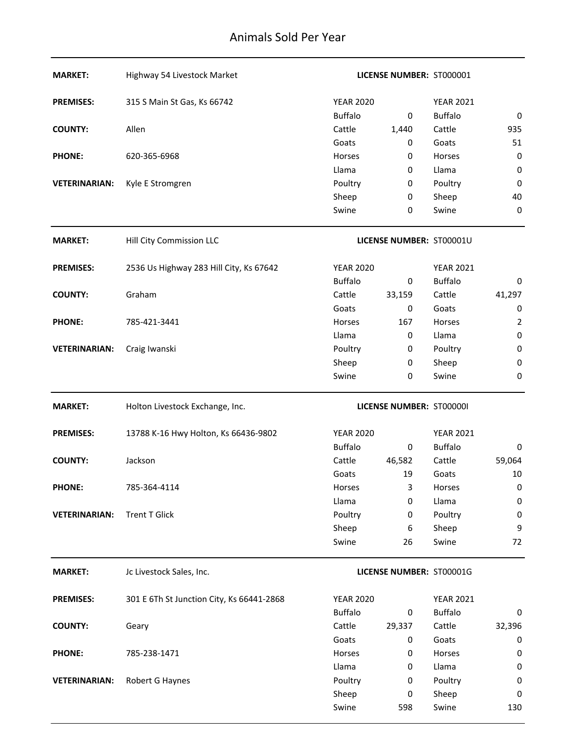# Animals Sold Per Year

| | | | | | |
|---|---|---|---|---|---|
| **MARKET:** | Highway 54 Livestock Market | **LICENSE NUMBER:** ST000001 | | | |
| **PREMISES:** | 315 S Main St Gas, Ks 66742 | YEAR 2020 | | YEAR 2021 | |
| | | Buffalo | 0 | Buffalo | 0 |
| **COUNTY:** | Allen | Cattle | 1,440 | Cattle | 935 |
| | | Goats | 0 | Goats | 51 |
| **PHONE:** | 620-365-6968 | Horses | 0 | Horses | 0 |
| | | Llama | 0 | Llama | 0 |
| **VETERINARIAN:** | Kyle E Stromgren | Poultry | 0 | Poultry | 0 |
| | | Sheep | 0 | Sheep | 40 |
| | | Swine | 0 | Swine | 0 |

| | | | | | |
|---|---|---|---|---|---|
| **MARKET:** | Hill City Commission LLC | **LICENSE NUMBER:** ST00001U | | | |
| **PREMISES:** | 2536 Us Highway 283 Hill City, Ks 67642 | YEAR 2020 | | YEAR 2021 | |
| | | Buffalo | 0 | Buffalo | 0 |
| **COUNTY:** | Graham | Cattle | 33,159 | Cattle | 41,297 |
| | | Goats | 0 | Goats | 0 |
| **PHONE:** | 785-421-3441 | Horses | 167 | Horses | 2 |
| | | Llama | 0 | Llama | 0 |
| **VETERINARIAN:** | Craig Iwanski | Poultry | 0 | Poultry | 0 |
| | | Sheep | 0 | Sheep | 0 |
| | | Swine | 0 | Swine | 0 |

| | | | | | |
|---|---|---|---|---|---|
| **MARKET:** | Holton Livestock Exchange, Inc. | **LICENSE NUMBER:** ST00000I | | | |
| **PREMISES:** | 13788 K-16 Hwy Holton, Ks 66436-9802 | YEAR 2020 | | YEAR 2021 | |
| | | Buffalo | 0 | Buffalo | 0 |
| **COUNTY:** | Jackson | Cattle | 46,582 | Cattle | 59,064 |
| | | Goats | 19 | Goats | 10 |
| **PHONE:** | 785-364-4114 | Horses | 3 | Horses | 0 |
| | | Llama | 0 | Llama | 0 |
| **VETERINARIAN:** | Trent T Glick | Poultry | 0 | Poultry | 0 |
| | | Sheep | 6 | Sheep | 9 |
| | | Swine | 26 | Swine | 72 |

| | | | | | |
|---|---|---|---|---|---|
| **MARKET:** | Jc Livestock Sales, Inc. | **LICENSE NUMBER:** ST00001G | | | |
| **PREMISES:** | 301 E 6Th St Junction City, Ks 66441-2868 | YEAR 2020 | | YEAR 2021 | |
| | | Buffalo | 0 | Buffalo | 0 |
| **COUNTY:** | Geary | Cattle | 29,337 | Cattle | 32,396 |
| | | Goats | 0 | Goats | 0 |
| **PHONE:** | 785-238-1471 | Horses | 0 | Horses | 0 |
| | | Llama | 0 | Llama | 0 |
| **VETERINARIAN:** | Robert G Haynes | Poultry | 0 | Poultry | 0 |
| | | Sheep | 0 | Sheep | 0 |
| | | Swine | 598 | Swine | 130 |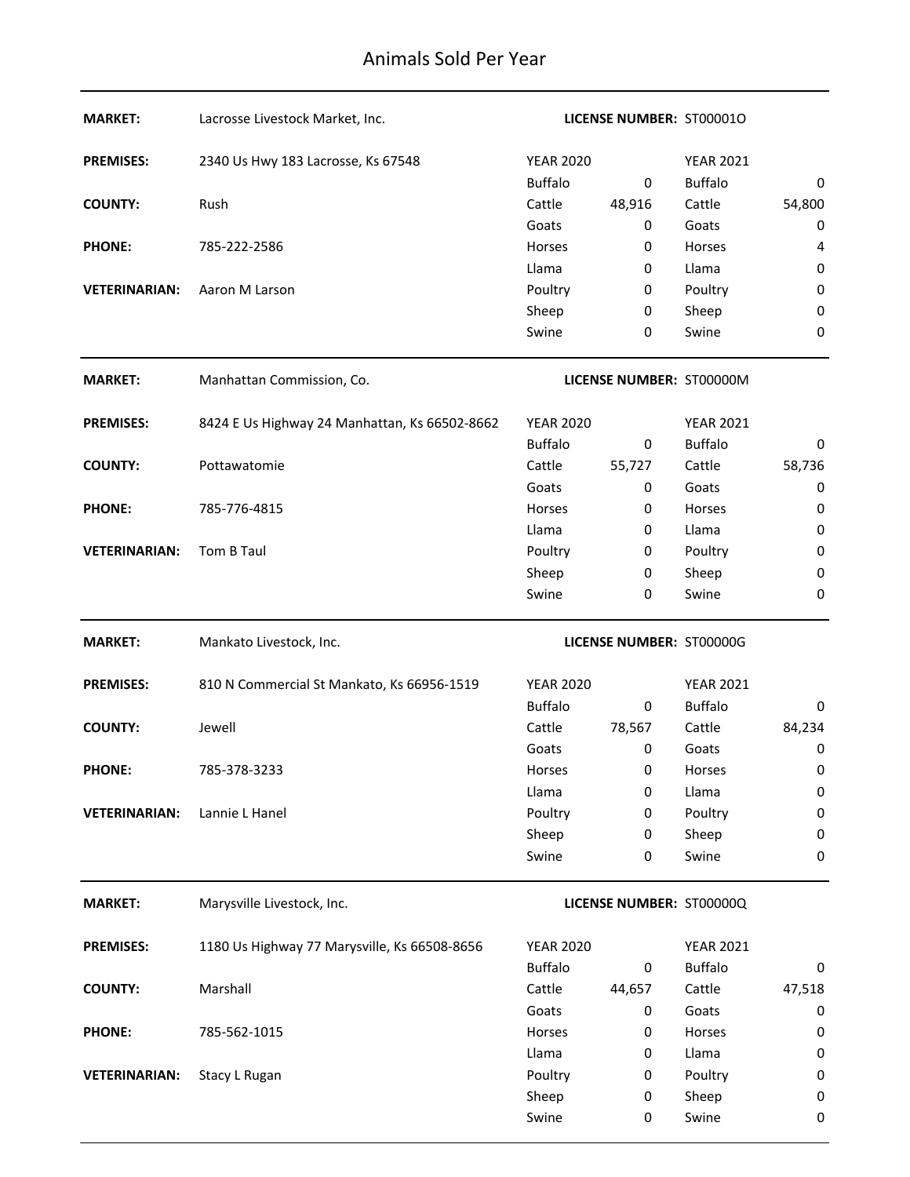# Animals Sold Per Year

| | | | | | |
|---|---|---|---|---|---|
| **MARKET:** | Lacrosse Livestock Market, Inc. | **LICENSE NUMBER:** | ST00001O | | |
| **PREMISES:** | 2340 Us Hwy 183 Lacrosse, Ks 67548 | YEAR 2020 | | YEAR 2021 | |
| | | Buffalo | 0 | Buffalo | 0 |
| **COUNTY:** | Rush | Cattle | 48,916 | Cattle | 54,800 |
| | | Goats | 0 | Goats | 0 |
| **PHONE:** | 785-222-2586 | Horses | 0 | Horses | 4 |
| | | Llama | 0 | Llama | 0 |
| **VETERINARIAN:** | Aaron M Larson | Poultry | 0 | Poultry | 0 |
| | | Sheep | 0 | Sheep | 0 |
| | | Swine | 0 | Swine | 0 |

| | | | | | |
|---|---|---|---|---|---|
| **MARKET:** | Manhattan Commission, Co. | **LICENSE NUMBER:** | ST00000M | | |
| **PREMISES:** | 8424 E Us Highway 24 Manhattan, Ks 66502-8662 | YEAR 2020 | | YEAR 2021 | |
| | | Buffalo | 0 | Buffalo | 0 |
| **COUNTY:** | Pottawatomie | Cattle | 55,727 | Cattle | 58,736 |
| | | Goats | 0 | Goats | 0 |
| **PHONE:** | 785-776-4815 | Horses | 0 | Horses | 0 |
| | | Llama | 0 | Llama | 0 |
| **VETERINARIAN:** | Tom B Taul | Poultry | 0 | Poultry | 0 |
| | | Sheep | 0 | Sheep | 0 |
| | | Swine | 0 | Swine | 0 |

| | | | | | |
|---|---|---|---|---|---|
| **MARKET:** | Mankato Livestock, Inc. | **LICENSE NUMBER:** | ST00000G | | |
| **PREMISES:** | 810 N Commercial St Mankato, Ks 66956-1519 | YEAR 2020 | | YEAR 2021 | |
| | | Buffalo | 0 | Buffalo | 0 |
| **COUNTY:** | Jewell | Cattle | 78,567 | Cattle | 84,234 |
| | | Goats | 0 | Goats | 0 |
| **PHONE:** | 785-378-3233 | Horses | 0 | Horses | 0 |
| | | Llama | 0 | Llama | 0 |
| **VETERINARIAN:** | Lannie L Hanel | Poultry | 0 | Poultry | 0 |
| | | Sheep | 0 | Sheep | 0 |
| | | Swine | 0 | Swine | 0 |

| | | | | | |
|---|---|---|---|---|---|
| **MARKET:** | Marysville Livestock, Inc. | **LICENSE NUMBER:** | ST00000Q | | |
| **PREMISES:** | 1180 Us Highway 77 Marysville, Ks 66508-8656 | YEAR 2020 | | YEAR 2021 | |
| | | Buffalo | 0 | Buffalo | 0 |
| **COUNTY:** | Marshall | Cattle | 44,657 | Cattle | 47,518 |
| | | Goats | 0 | Goats | 0 |
| **PHONE:** | 785-562-1015 | Horses | 0 | Horses | 0 |
| | | Llama | 0 | Llama | 0 |
| **VETERINARIAN:** | Stacy L Rugan | Poultry | 0 | Poultry | 0 |
| | | Sheep | 0 | Sheep | 0 |
| | | Swine | 0 | Swine | 0 |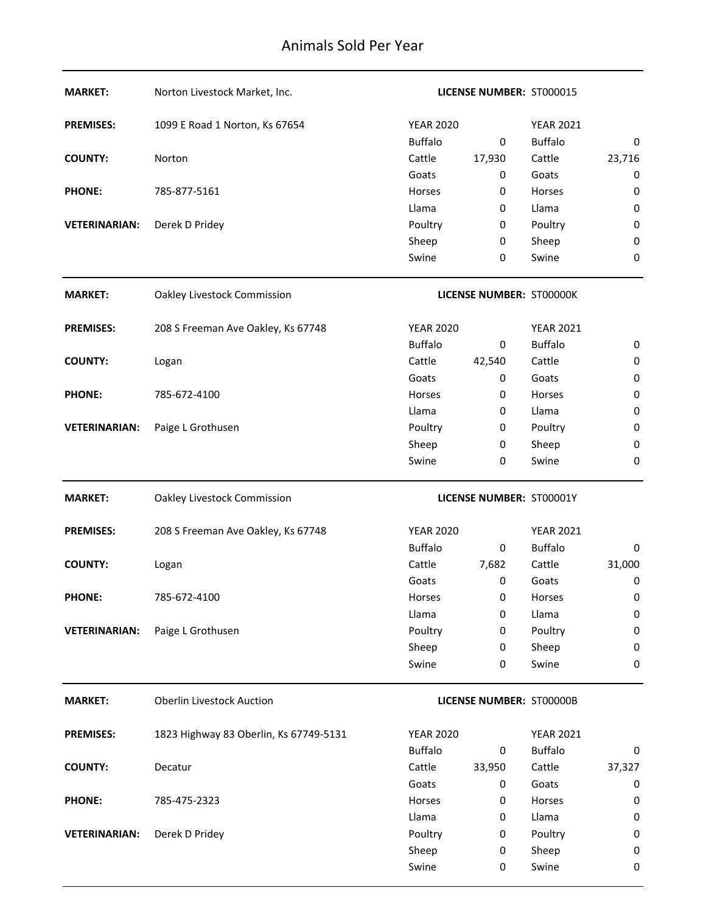# Animals Sold Per Year

**MARKET:** Norton Livestock Market, Inc. **LICENSE NUMBER:** ST000015

**PREMISES:** 1099 E Road 1 Norton, Ks 67654

**COUNTY:** Norton

**PHONE:** 785-877-5161

**VETERINARIAN:** Derek D Pridey

| | YEAR 2020 | | YEAR 2021 |
|---|---|---|---|
| Buffalo | 0 | Buffalo | 0 |
| Cattle | 17,930 | Cattle | 23,716 |
| Goats | 0 | Goats | 0 |
| Horses | 0 | Horses | 0 |
| Llama | 0 | Llama | 0 |
| Poultry | 0 | Poultry | 0 |
| Sheep | 0 | Sheep | 0 |
| Swine | 0 | Swine | 0 |

---

**MARKET:** Oakley Livestock Commission **LICENSE NUMBER:** ST00000K

**PREMISES:** 208 S Freeman Ave Oakley, Ks 67748

**COUNTY:** Logan

**PHONE:** 785-672-4100

**VETERINARIAN:** Paige L Grothusen

| | YEAR 2020 | | YEAR 2021 |
|---|---|---|---|
| Buffalo | 0 | Buffalo | 0 |
| Cattle | 42,540 | Cattle | 0 |
| Goats | 0 | Goats | 0 |
| Horses | 0 | Horses | 0 |
| Llama | 0 | Llama | 0 |
| Poultry | 0 | Poultry | 0 |
| Sheep | 0 | Sheep | 0 |
| Swine | 0 | Swine | 0 |

---

**MARKET:** Oakley Livestock Commission **LICENSE NUMBER:** ST00001Y

**PREMISES:** 208 S Freeman Ave Oakley, Ks 67748

**COUNTY:** Logan

**PHONE:** 785-672-4100

**VETERINARIAN:** Paige L Grothusen

| | YEAR 2020 | | YEAR 2021 |
|---|---|---|---|
| Buffalo | 0 | Buffalo | 0 |
| Cattle | 7,682 | Cattle | 31,000 |
| Goats | 0 | Goats | 0 |
| Horses | 0 | Horses | 0 |
| Llama | 0 | Llama | 0 |
| Poultry | 0 | Poultry | 0 |
| Sheep | 0 | Sheep | 0 |
| Swine | 0 | Swine | 0 |

---

**MARKET:** Oberlin Livestock Auction **LICENSE NUMBER:** ST00000B

**PREMISES:** 1823 Highway 83 Oberlin, Ks 67749-5131

**COUNTY:** Decatur

**PHONE:** 785-475-2323

**VETERINARIAN:** Derek D Pridey

| | YEAR 2020 | | YEAR 2021 |
|---|---|---|---|
| Buffalo | 0 | Buffalo | 0 |
| Cattle | 33,950 | Cattle | 37,327 |
| Goats | 0 | Goats | 0 |
| Horses | 0 | Horses | 0 |
| Llama | 0 | Llama | 0 |
| Poultry | 0 | Poultry | 0 |
| Sheep | 0 | Sheep | 0 |
| Swine | 0 | Swine | 0 |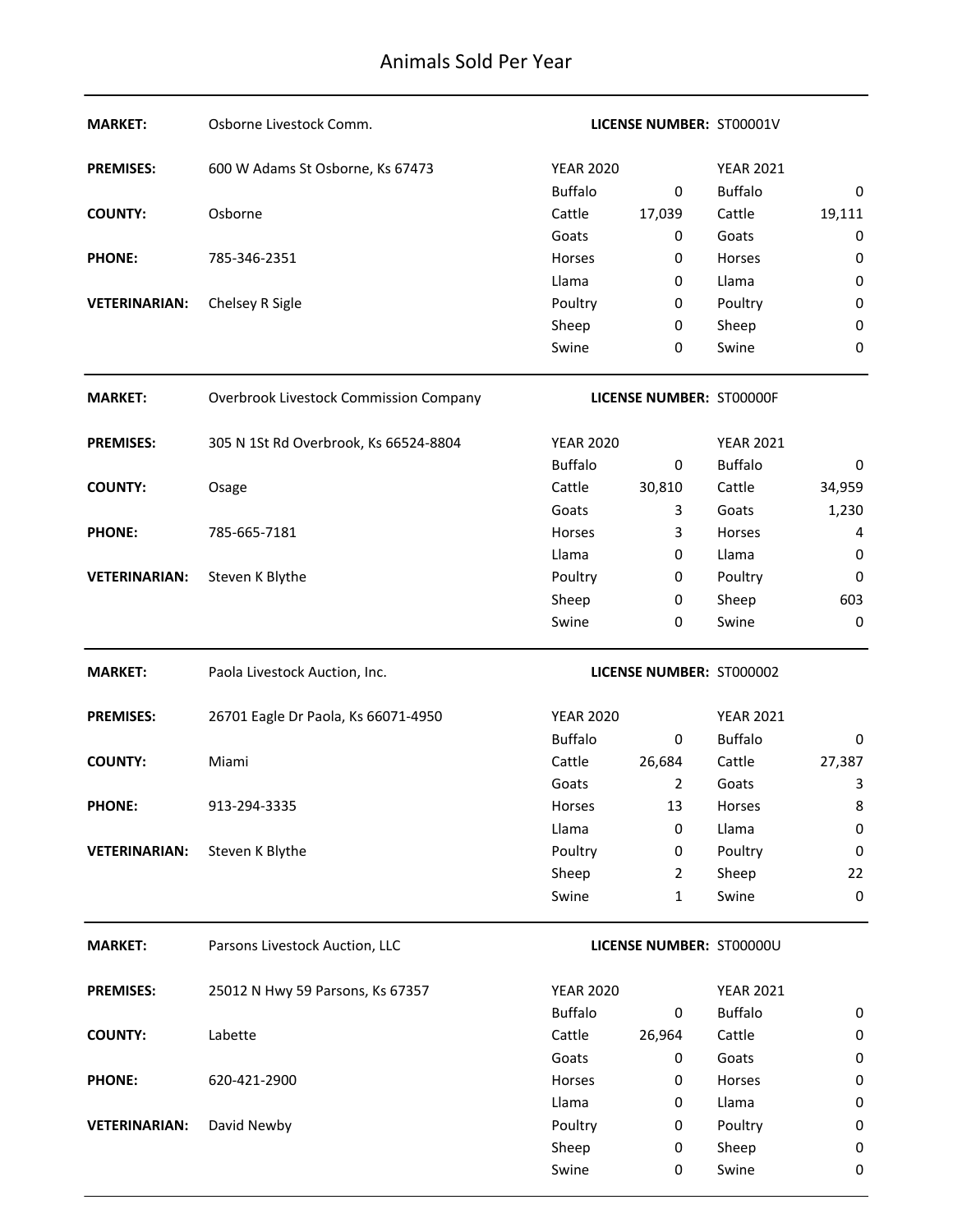# Animals Sold Per Year

| | | | | | |
|---|---|---|---|---|---|
| **MARKET:** | Osborne Livestock Comm. | **LICENSE NUMBER:** | ST00001V | | |
| **PREMISES:** | 600 W Adams St Osborne, Ks 67473 | YEAR 2020 | | YEAR 2021 | |
| | | Buffalo | 0 | Buffalo | 0 |
| **COUNTY:** | Osborne | Cattle | 17,039 | Cattle | 19,111 |
| | | Goats | 0 | Goats | 0 |
| **PHONE:** | 785-346-2351 | Horses | 0 | Horses | 0 |
| | | Llama | 0 | Llama | 0 |
| **VETERINARIAN:** | Chelsey R Sigle | Poultry | 0 | Poultry | 0 |
| | | Sheep | 0 | Sheep | 0 |
| | | Swine | 0 | Swine | 0 |

| | | | | | |
|---|---|---|---|---|---|
| **MARKET:** | Overbrook Livestock Commission Company | **LICENSE NUMBER:** | ST00000F | | |
| **PREMISES:** | 305 N 1St Rd Overbrook, Ks 66524-8804 | YEAR 2020 | | YEAR 2021 | |
| | | Buffalo | 0 | Buffalo | 0 |
| **COUNTY:** | Osage | Cattle | 30,810 | Cattle | 34,959 |
| | | Goats | 3 | Goats | 1,230 |
| **PHONE:** | 785-665-7181 | Horses | 3 | Horses | 4 |
| | | Llama | 0 | Llama | 0 |
| **VETERINARIAN:** | Steven K Blythe | Poultry | 0 | Poultry | 0 |
| | | Sheep | 0 | Sheep | 603 |
| | | Swine | 0 | Swine | 0 |

| | | | | | |
|---|---|---|---|---|---|
| **MARKET:** | Paola Livestock Auction, Inc. | **LICENSE NUMBER:** | ST000002 | | |
| **PREMISES:** | 26701 Eagle Dr Paola, Ks 66071-4950 | YEAR 2020 | | YEAR 2021 | |
| | | Buffalo | 0 | Buffalo | 0 |
| **COUNTY:** | Miami | Cattle | 26,684 | Cattle | 27,387 |
| | | Goats | 2 | Goats | 3 |
| **PHONE:** | 913-294-3335 | Horses | 13 | Horses | 8 |
| | | Llama | 0 | Llama | 0 |
| **VETERINARIAN:** | Steven K Blythe | Poultry | 0 | Poultry | 0 |
| | | Sheep | 2 | Sheep | 22 |
| | | Swine | 1 | Swine | 0 |

| | | | | | |
|---|---|---|---|---|---|
| **MARKET:** | Parsons Livestock Auction, LLC | **LICENSE NUMBER:** | ST00000U | | |
| **PREMISES:** | 25012 N Hwy 59 Parsons, Ks 67357 | YEAR 2020 | | YEAR 2021 | |
| | | Buffalo | 0 | Buffalo | 0 |
| **COUNTY:** | Labette | Cattle | 26,964 | Cattle | 0 |
| | | Goats | 0 | Goats | 0 |
| **PHONE:** | 620-421-2900 | Horses | 0 | Horses | 0 |
| | | Llama | 0 | Llama | 0 |
| **VETERINARIAN:** | David Newby | Poultry | 0 | Poultry | 0 |
| | | Sheep | 0 | Sheep | 0 |
| | | Swine | 0 | Swine | 0 |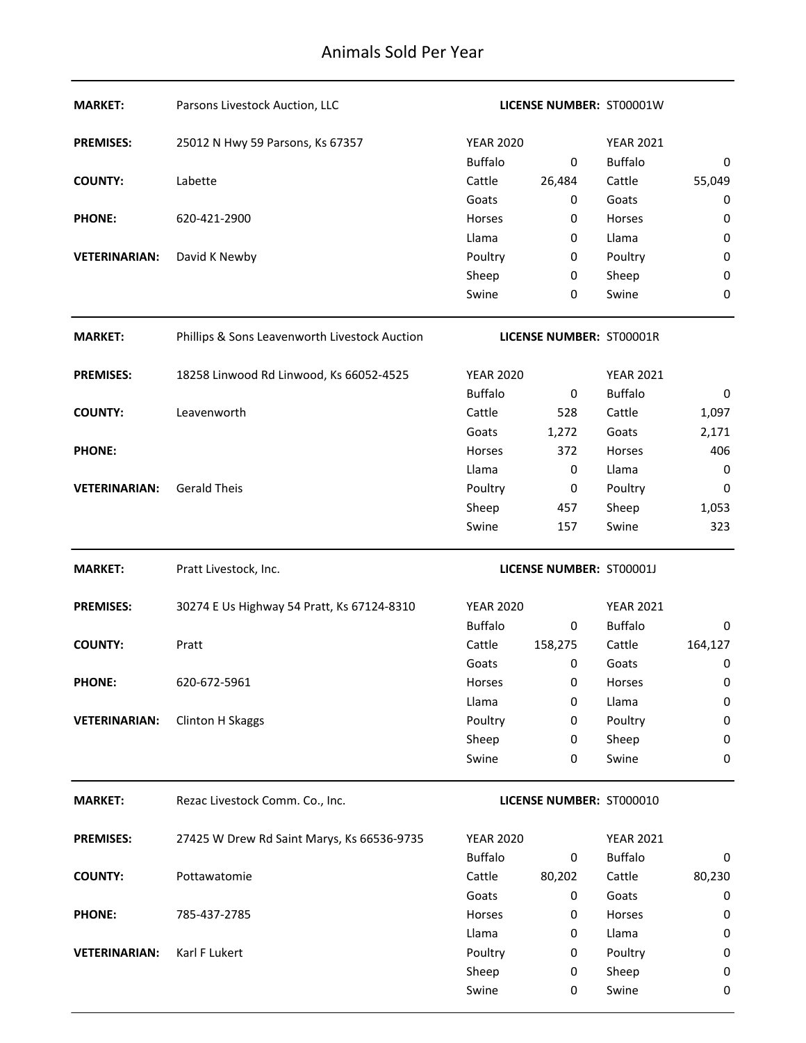# Animals Sold Per Year

**MARKET:** Parsons Livestock Auction, LLC **LICENSE NUMBER:** ST00001W

**PREMISES:** 25012 N Hwy 59 Parsons, Ks 67357

**COUNTY:** Labette

**PHONE:** 620-421-2900

**VETERINARIAN:** David K Newby

| YEAR 2020 | | YEAR 2021 | |
|---|---|---|---|
| Buffalo | 0 | Buffalo | 0 |
| Cattle | 26,484 | Cattle | 55,049 |
| Goats | 0 | Goats | 0 |
| Horses | 0 | Horses | 0 |
| Llama | 0 | Llama | 0 |
| Poultry | 0 | Poultry | 0 |
| Sheep | 0 | Sheep | 0 |
| Swine | 0 | Swine | 0 |

---

**MARKET:** Phillips & Sons Leavenworth Livestock Auction **LICENSE NUMBER:** ST00001R

**PREMISES:** 18258 Linwood Rd Linwood, Ks 66052-4525

**COUNTY:** Leavenworth

**PHONE:**

**VETERINARIAN:** Gerald Theis

| YEAR 2020 | | YEAR 2021 | |
|---|---|---|---|
| Buffalo | 0 | Buffalo | 0 |
| Cattle | 528 | Cattle | 1,097 |
| Goats | 1,272 | Goats | 2,171 |
| Horses | 372 | Horses | 406 |
| Llama | 0 | Llama | 0 |
| Poultry | 0 | Poultry | 0 |
| Sheep | 457 | Sheep | 1,053 |
| Swine | 157 | Swine | 323 |

---

**MARKET:** Pratt Livestock, Inc. **LICENSE NUMBER:** ST00001J

**PREMISES:** 30274 E Us Highway 54 Pratt, Ks 67124-8310

**COUNTY:** Pratt

**PHONE:** 620-672-5961

**VETERINARIAN:** Clinton H Skaggs

| YEAR 2020 | | YEAR 2021 | |
|---|---|---|---|
| Buffalo | 0 | Buffalo | 0 |
| Cattle | 158,275 | Cattle | 164,127 |
| Goats | 0 | Goats | 0 |
| Horses | 0 | Horses | 0 |
| Llama | 0 | Llama | 0 |
| Poultry | 0 | Poultry | 0 |
| Sheep | 0 | Sheep | 0 |
| Swine | 0 | Swine | 0 |

---

**MARKET:** Rezac Livestock Comm. Co., Inc. **LICENSE NUMBER:** ST000010

**PREMISES:** 27425 W Drew Rd Saint Marys, Ks 66536-9735

**COUNTY:** Pottawatomie

**PHONE:** 785-437-2785

**VETERINARIAN:** Karl F Lukert

| YEAR 2020 | | YEAR 2021 | |
|---|---|---|---|
| Buffalo | 0 | Buffalo | 0 |
| Cattle | 80,202 | Cattle | 80,230 |
| Goats | 0 | Goats | 0 |
| Horses | 0 | Horses | 0 |
| Llama | 0 | Llama | 0 |
| Poultry | 0 | Poultry | 0 |
| Sheep | 0 | Sheep | 0 |
| Swine | 0 | Swine | 0 |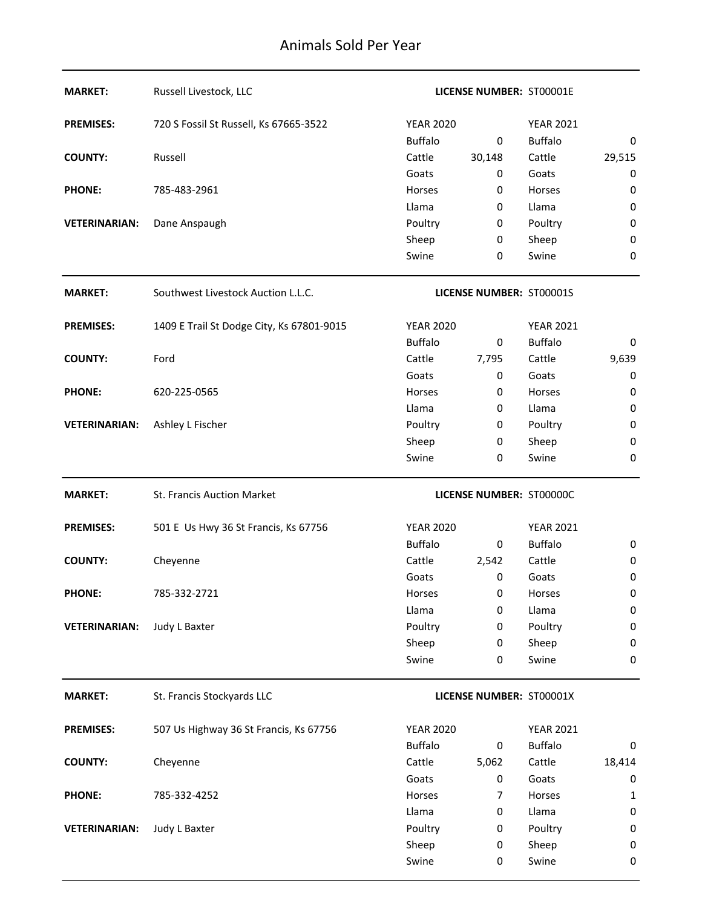# Animals Sold Per Year

| | | | | | |
|---|---|---|---|---|---|
| **MARKET:** | Russell Livestock, LLC | **LICENSE NUMBER:** ST00001E | | | |
| **PREMISES:** | 720 S Fossil St Russell, Ks 67665-3522 | YEAR 2020 | | YEAR 2021 | |
| | | Buffalo | 0 | Buffalo | 0 |
| **COUNTY:** | Russell | Cattle | 30,148 | Cattle | 29,515 |
| | | Goats | 0 | Goats | 0 |
| **PHONE:** | 785-483-2961 | Horses | 0 | Horses | 0 |
| | | Llama | 0 | Llama | 0 |
| **VETERINARIAN:** | Dane Anspaugh | Poultry | 0 | Poultry | 0 |
| | | Sheep | 0 | Sheep | 0 |
| | | Swine | 0 | Swine | 0 |

| | | | | | |
|---|---|---|---|---|---|
| **MARKET:** | Southwest Livestock Auction L.L.C. | **LICENSE NUMBER:** ST00001S | | | |
| **PREMISES:** | 1409 E Trail St Dodge City, Ks 67801-9015 | YEAR 2020 | | YEAR 2021 | |
| | | Buffalo | 0 | Buffalo | 0 |
| **COUNTY:** | Ford | Cattle | 7,795 | Cattle | 9,639 |
| | | Goats | 0 | Goats | 0 |
| **PHONE:** | 620-225-0565 | Horses | 0 | Horses | 0 |
| | | Llama | 0 | Llama | 0 |
| **VETERINARIAN:** | Ashley L Fischer | Poultry | 0 | Poultry | 0 |
| | | Sheep | 0 | Sheep | 0 |
| | | Swine | 0 | Swine | 0 |

| | | | | | |
|---|---|---|---|---|---|
| **MARKET:** | St. Francis Auction Market | **LICENSE NUMBER:** ST00000C | | | |
| **PREMISES:** | 501 E Us Hwy 36 St Francis, Ks 67756 | YEAR 2020 | | YEAR 2021 | |
| | | Buffalo | 0 | Buffalo | 0 |
| **COUNTY:** | Cheyenne | Cattle | 2,542 | Cattle | 0 |
| | | Goats | 0 | Goats | 0 |
| **PHONE:** | 785-332-2721 | Horses | 0 | Horses | 0 |
| | | Llama | 0 | Llama | 0 |
| **VETERINARIAN:** | Judy L Baxter | Poultry | 0 | Poultry | 0 |
| | | Sheep | 0 | Sheep | 0 |
| | | Swine | 0 | Swine | 0 |

| | | | | | |
|---|---|---|---|---|---|
| **MARKET:** | St. Francis Stockyards LLC | **LICENSE NUMBER:** ST00001X | | | |
| **PREMISES:** | 507 Us Highway 36 St Francis, Ks 67756 | YEAR 2020 | | YEAR 2021 | |
| | | Buffalo | 0 | Buffalo | 0 |
| **COUNTY:** | Cheyenne | Cattle | 5,062 | Cattle | 18,414 |
| | | Goats | 0 | Goats | 0 |
| **PHONE:** | 785-332-4252 | Horses | 7 | Horses | 1 |
| | | Llama | 0 | Llama | 0 |
| **VETERINARIAN:** | Judy L Baxter | Poultry | 0 | Poultry | 0 |
| | | Sheep | 0 | Sheep | 0 |
| | | Swine | 0 | Swine | 0 |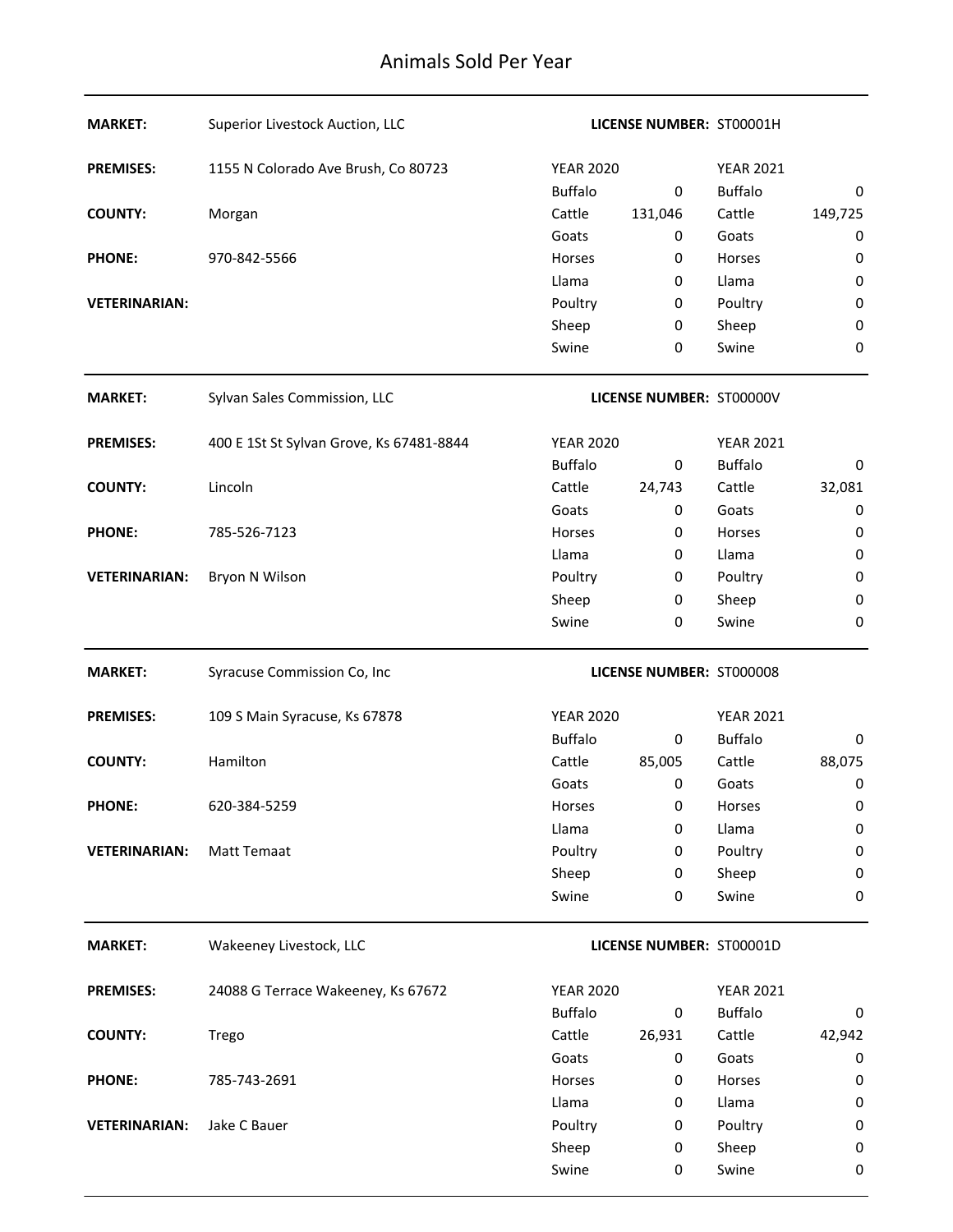# Animals Sold Per Year

**MARKET:** Superior Livestock Auction, LLC **LICENSE NUMBER:** ST00001H

**PREMISES:** 1155 N Colorado Ave Brush, Co 80723

**COUNTY:** Morgan

**PHONE:** 970-842-5566

**VETERINARIAN:**

| YEAR 2020 | | YEAR 2021 | |
|---|---|---|---|
| Buffalo | 0 | Buffalo | 0 |
| Cattle | 131,046 | Cattle | 149,725 |
| Goats | 0 | Goats | 0 |
| Horses | 0 | Horses | 0 |
| Llama | 0 | Llama | 0 |
| Poultry | 0 | Poultry | 0 |
| Sheep | 0 | Sheep | 0 |
| Swine | 0 | Swine | 0 |

---

**MARKET:** Sylvan Sales Commission, LLC **LICENSE NUMBER:** ST00000V

**PREMISES:** 400 E 1St St Sylvan Grove, Ks 67481-8844

**COUNTY:** Lincoln

**PHONE:** 785-526-7123

**VETERINARIAN:** Bryon N Wilson

| YEAR 2020 | | YEAR 2021 | |
|---|---|---|---|
| Buffalo | 0 | Buffalo | 0 |
| Cattle | 24,743 | Cattle | 32,081 |
| Goats | 0 | Goats | 0 |
| Horses | 0 | Horses | 0 |
| Llama | 0 | Llama | 0 |
| Poultry | 0 | Poultry | 0 |
| Sheep | 0 | Sheep | 0 |
| Swine | 0 | Swine | 0 |

---

**MARKET:** Syracuse Commission Co, Inc **LICENSE NUMBER:** ST000008

**PREMISES:** 109 S Main Syracuse, Ks 67878

**COUNTY:** Hamilton

**PHONE:** 620-384-5259

**VETERINARIAN:** Matt Temaat

| YEAR 2020 | | YEAR 2021 | |
|---|---|---|---|
| Buffalo | 0 | Buffalo | 0 |
| Cattle | 85,005 | Cattle | 88,075 |
| Goats | 0 | Goats | 0 |
| Horses | 0 | Horses | 0 |
| Llama | 0 | Llama | 0 |
| Poultry | 0 | Poultry | 0 |
| Sheep | 0 | Sheep | 0 |
| Swine | 0 | Swine | 0 |

---

**MARKET:** Wakeeney Livestock, LLC **LICENSE NUMBER:** ST00001D

**PREMISES:** 24088 G Terrace Wakeeney, Ks 67672

**COUNTY:** Trego

**PHONE:** 785-743-2691

**VETERINARIAN:** Jake C Bauer

| YEAR 2020 | | YEAR 2021 | |
|---|---|---|---|
| Buffalo | 0 | Buffalo | 0 |
| Cattle | 26,931 | Cattle | 42,942 |
| Goats | 0 | Goats | 0 |
| Horses | 0 | Horses | 0 |
| Llama | 0 | Llama | 0 |
| Poultry | 0 | Poultry | 0 |
| Sheep | 0 | Sheep | 0 |
| Swine | 0 | Swine | 0 |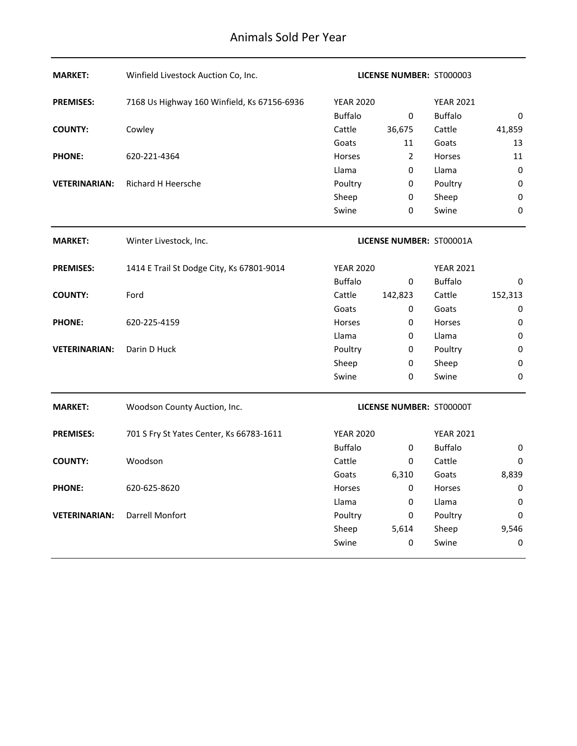# Animals Sold Per Year

| | | | | | |
|---|---|---|---|---|---|
| **MARKET:** | Winfield Livestock Auction Co, Inc. | **LICENSE NUMBER:** ST000003 | | | |
| **PREMISES:** | 7168 Us Highway 160 Winfield, Ks 67156-6936 | YEAR 2020 | | YEAR 2021 | |
| | | Buffalo | 0 | Buffalo | 0 |
| **COUNTY:** | Cowley | Cattle | 36,675 | Cattle | 41,859 |
| | | Goats | 11 | Goats | 13 |
| **PHONE:** | 620-221-4364 | Horses | 2 | Horses | 11 |
| | | Llama | 0 | Llama | 0 |
| **VETERINARIAN:** | Richard H Heersche | Poultry | 0 | Poultry | 0 |
| | | Sheep | 0 | Sheep | 0 |
| | | Swine | 0 | Swine | 0 |

| | | | | | |
|---|---|---|---|---|---|
| **MARKET:** | Winter Livestock, Inc. | **LICENSE NUMBER:** ST00001A | | | |
| **PREMISES:** | 1414 E Trail St Dodge City, Ks 67801-9014 | YEAR 2020 | | YEAR 2021 | |
| | | Buffalo | 0 | Buffalo | 0 |
| **COUNTY:** | Ford | Cattle | 142,823 | Cattle | 152,313 |
| | | Goats | 0 | Goats | 0 |
| **PHONE:** | 620-225-4159 | Horses | 0 | Horses | 0 |
| | | Llama | 0 | Llama | 0 |
| **VETERINARIAN:** | Darin D Huck | Poultry | 0 | Poultry | 0 |
| | | Sheep | 0 | Sheep | 0 |
| | | Swine | 0 | Swine | 0 |

| | | | | | |
|---|---|---|---|---|---|
| **MARKET:** | Woodson County Auction, Inc. | **LICENSE NUMBER:** ST00000T | | | |
| **PREMISES:** | 701 S Fry St Yates Center, Ks 66783-1611 | YEAR 2020 | | YEAR 2021 | |
| | | Buffalo | 0 | Buffalo | 0 |
| **COUNTY:** | Woodson | Cattle | 0 | Cattle | 0 |
| | | Goats | 6,310 | Goats | 8,839 |
| **PHONE:** | 620-625-8620 | Horses | 0 | Horses | 0 |
| | | Llama | 0 | Llama | 0 |
| **VETERINARIAN:** | Darrell Monfort | Poultry | 0 | Poultry | 0 |
| | | Sheep | 5,614 | Sheep | 9,546 |
| | | Swine | 0 | Swine | 0 |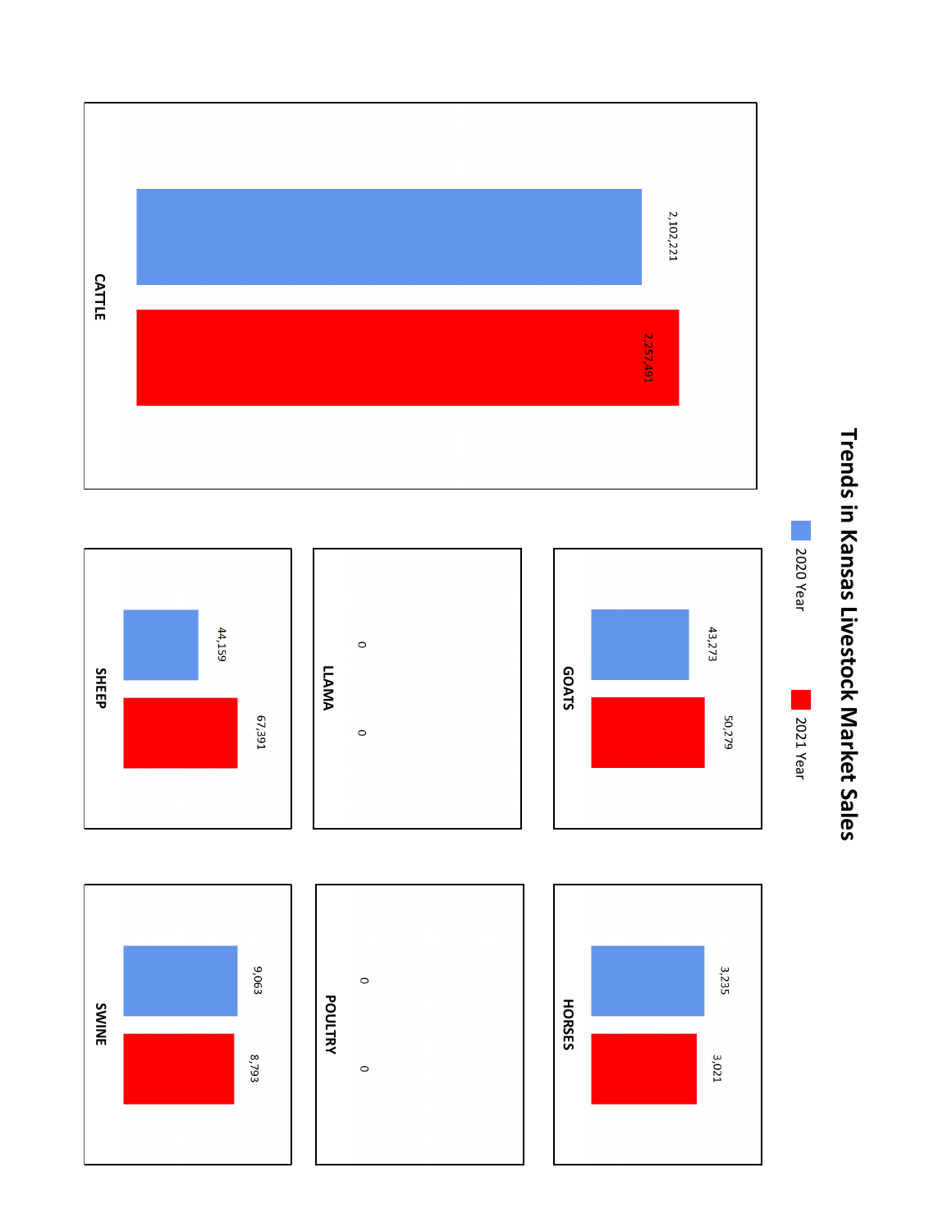# Trends in Kansas Livestock Market Sales

2020 Year

2021 Year

CATTLE

2,102,221

2,257,491

GOATS

43,273

50,279

HORSES

3,235

3,021

LLAMA

0

0

POULTRY

0

0

SHEEP

44,159

67,391

SWINE

9,063

8,793